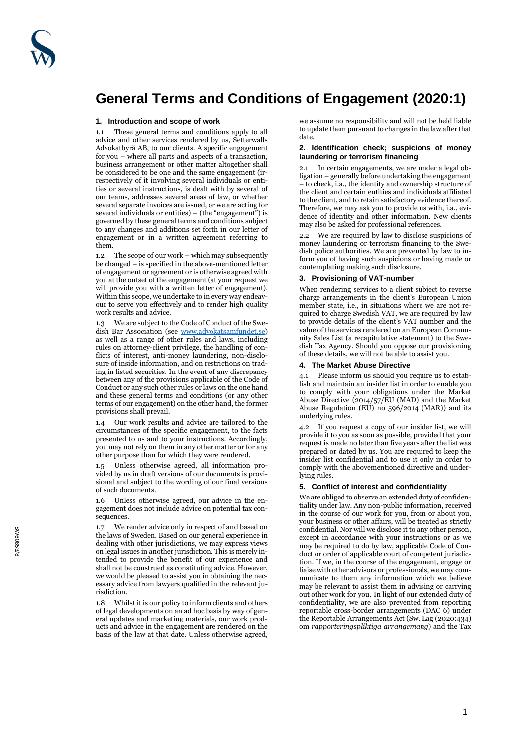# General Terms and Conditions of Engagement (2020:1)

## 1. Introduction and scope of work

1.1 These general terms and conditions apply to all advice and other services rendered by us, Setterwalls Advokatbyrå AB, to our clients. A specific engagement for you – where all parts and aspects of a transaction, business arrangement or other matter altogether shall be considered to be one and the same engagement (irrespectively of it involving several individuals or entities or several instructions, is dealt with by several of our teams, addresses several areas of law, or whether several separate invoices are issued, or we are acting for several individuals or entities) – (the "engagement") is governed by these general terms and conditions subject to any changes and additions set forth in our letter of engagement or in a written agreement referring to them.

1.2 The scope of our work – which may subsequently be changed – is specified in the above-mentioned letter of engagement or agreement or is otherwise agreed with you at the outset of the engagement (at your request we will provide you with a written letter of engagement). Within this scope, we undertake to in every way endeavour to serve you effectively and to render high quality work results and advice.

1.3 We are subject to the Code of Conduct of the Swedish Bar Association (see www.advokatsamfundet.se) as well as a range of other rules and laws, including rules on attorney-client privilege, the handling of conflicts of interest, anti-money laundering, non-disclosure of inside information, and on restrictions on trading in listed securities. In the event of any discrepancy between any of the provisions applicable of the Code of Conduct or any such other rules or laws on the one hand and these general terms and conditions (or any other terms of our engagement) on the other hand, the former provisions shall prevail.

1.4 Our work results and advice are tailored to the circumstances of the specific engagement, to the facts presented to us and to your instructions. Accordingly, you may not rely on them in any other matter or for any other purpose than for which they were rendered.

1.5 Unless otherwise agreed, all information provided by us in draft versions of our documents is provisional and subject to the wording of our final versions of such documents.

1.6 Unless otherwise agreed, our advice in the engagement does not include advice on potential tax consequences.

1.7 We render advice only in respect of and based on the laws of Sweden. Based on our general experience in dealing with other jurisdictions, we may express views on legal issues in another jurisdiction. This is merely intended to provide the benefit of our experience and shall not be construed as constituting advice. However, we would be pleased to assist you in obtaining the necessary advice from lawyers qualified in the relevant jurisdiction.

1.8 Whilst it is our policy to inform clients and others of legal developments on an ad hoc basis by way of general updates and marketing materials, our work products and advice in the engagement are rendered on the basis of the law at that date. Unless otherwise agreed, we assume no responsibility and will not be held liable to update them pursuant to changes in the law after that date.

## 2. Identification check; suspicions of money laundering or terrorism financing

2.1 In certain engagements, we are under a legal obligation – generally before undertaking the engagement – to check, i.a., the identity and ownership structure of the client and certain entities and individuals affiliated to the client, and to retain satisfactory evidence thereof. Therefore, we may ask you to provide us with, i.a., evidence of identity and other information. New clients may also be asked for professional references.

2.2 We are required by law to disclose suspicions of money laundering or terrorism financing to the Swedish police authorities. We are prevented by law to inform you of having such suspicions or having made or contemplating making such disclosure.

## 3. Provisioning of VAT-number

When rendering services to a client subject to reverse charge arrangements in the client's European Union member state, i.e., in situations where we are not required to charge Swedish VAT, we are required by law to provide details of the client's VAT number and the value of the services rendered on an European Community Sales List (a recapitulative statement) to the Swedish Tax Agency. Should you oppose our provisioning of these details, we will not be able to assist you.

## 4. The Market Abuse Directive

4.1 Please inform us should you require us to establish and maintain an insider list in order to enable you to comply with your obligations under the Market Abuse Directive (2014/57/EU (MAD) and the Market Abuse Regulation (EU) no 596/2014 (MAR)) and its underlying rules.

4.2 If you request a copy of our insider list, we will provide it to you as soon as possible, provided that your request is made no later than five years after the list was prepared or dated by us. You are required to keep the insider list confidential and to use it only in order to comply with the abovementioned directive and underlying rules.

## 5. Conflict of interest and confidentiality

We are obliged to observe an extended duty of confidentiality under law. Any non-public information, received in the course of our work for you, from or about you, your business or other affairs, will be treated as strictly confidential. Nor will we disclose it to any other person, except in accordance with your instructions or as we may be required to do by law, applicable Code of Conduct or order of applicable court of competent jurisdiction. If we, in the course of the engagement, engage or liaise with other advisors or professionals, we may communicate to them any information which we believe may be relevant to assist them in advising or carrying out other work for you. In light of our extended duty of confidentiality, we are also prevented from reporting reportable cross-border arrangements (DAC 6) under the Reportable Arrangements Act (Sw. Lag (2020:434) om *rapporteringspliktiga arrangemang*) and the Tax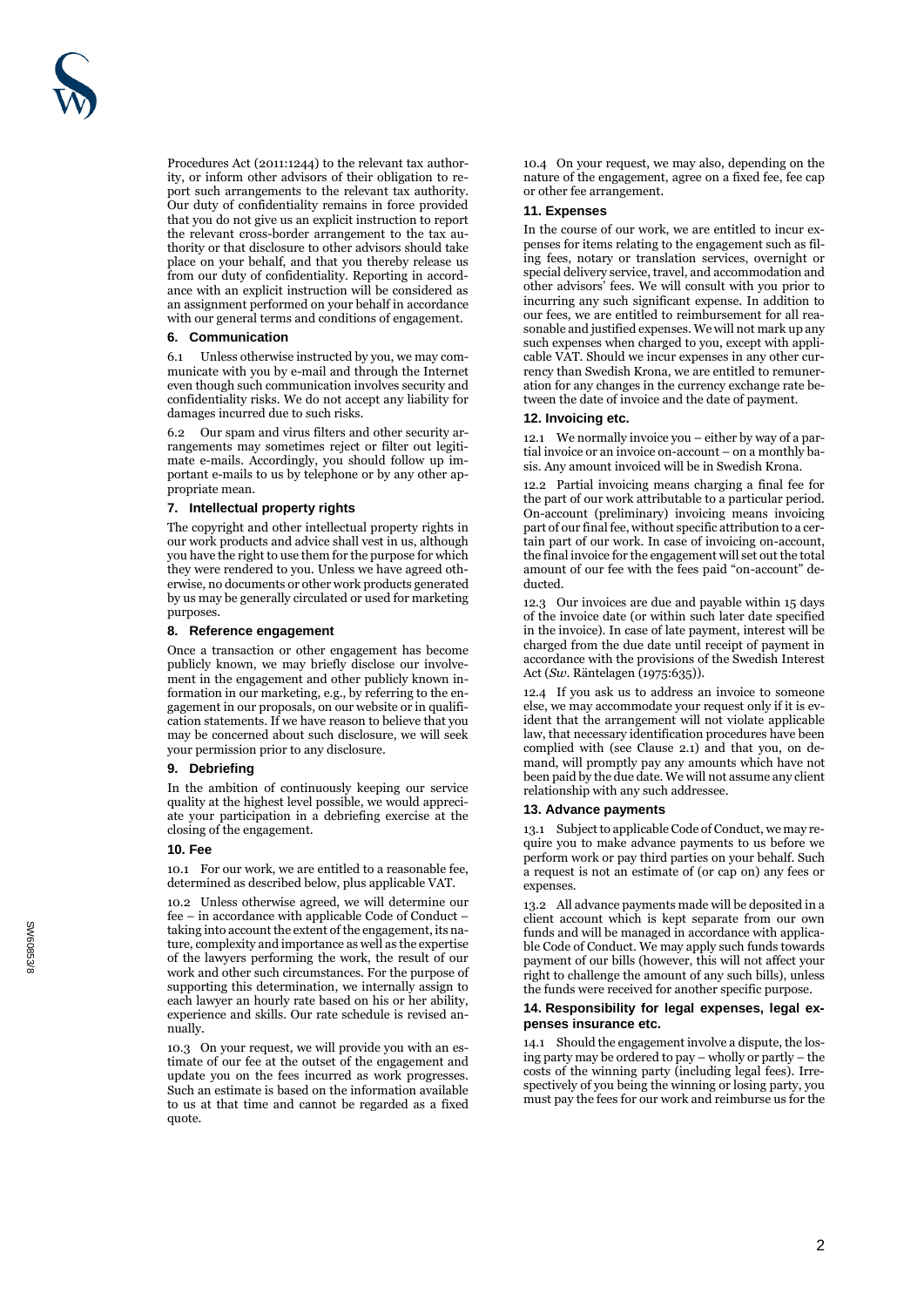Procedures Act (2011:1244) to the relevant tax authority, or inform other advisors of their obligation to report such arrangements to the relevant tax authority. Our duty of confidentiality remains in force provided that you do not give us an explicit instruction to report the relevant cross-border arrangement to the tax authority or that disclosure to other advisors should take place on your behalf, and that you thereby release us from our duty of confidentiality. Reporting in accordance with an explicit instruction will be considered as an assignment performed on your behalf in accordance with our general terms and conditions of engagement.

### 6. Communication

6.1 Unless otherwise instructed by you, we may communicate with you by e-mail and through the Internet even though such communication involves security and confidentiality risks. We do not accept any liability for damages incurred due to such risks.

6.2 Our spam and virus filters and other security arrangements may sometimes reject or filter out legitimate e-mails. Accordingly, you should follow up important e-mails to us by telephone or by any other appropriate mean.

### 7. Intellectual property rights

The copyright and other intellectual property rights in our work products and advice shall vest in us, although you have the right to use them for the purpose for which they were rendered to you. Unless we have agreed otherwise, no documents or other work products generated by us may be generally circulated or used for marketing purposes.

### 8. Reference engagement

Once a transaction or other engagement has become publicly known, we may briefly disclose our involvement in the engagement and other publicly known information in our marketing, e.g., by referring to the engagement in our proposals, on our website or in qualification statements. If we have reason to believe that you may be concerned about such disclosure, we will seek your permission prior to any disclosure.

### 9. Debriefing

In the ambition of continuously keeping our service quality at the highest level possible, we would appreciate your participation in a debriefing exercise at the closing of the engagement.

### 10. Fee

10.1 For our work, we are entitled to a reasonable fee, determined as described below, plus applicable VAT.

10.2 Unless otherwise agreed, we will determine our fee – in accordance with applicable Code of Conduct – taking into account the extent of the engagement, its nature, complexity and importance as well as the expertise of the lawyers performing the work, the result of our work and other such circumstances. For the purpose of supporting this determination, we internally assign to each lawyer an hourly rate based on his or her ability, experience and skills. Our rate schedule is revised annually.

10.3 On your request, we will provide you with an estimate of our fee at the outset of the engagement and update you on the fees incurred as work progresses. Such an estimate is based on the information available to us at that time and cannot be regarded as a fixed quote.

10.4 On your request, we may also, depending on the nature of the engagement, agree on a fixed fee, fee cap or other fee arrangement.

### 11. Expenses

In the course of our work, we are entitled to incur expenses for items relating to the engagement such as filing fees, notary or translation services, overnight or special delivery service, travel, and accommodation and other advisors' fees. We will consult with you prior to incurring any such significant expense. In addition to our fees, we are entitled to reimbursement for all reasonable and justified expenses. We will not mark up any such expenses when charged to you, except with applicable VAT. Should we incur expenses in any other currency than Swedish Krona, we are entitled to remuneration for any changes in the currency exchange rate between the date of invoice and the date of payment.

### 12. Invoicing etc.

12.1 We normally invoice you – either by way of a partial invoice or an invoice on-account – on a monthly basis. Any amount invoiced will be in Swedish Krona.

12.2 Partial invoicing means charging a final fee for the part of our work attributable to a particular period. On-account (preliminary) invoicing means invoicing part of our final fee, without specific attribution to a certain part of our work. In case of invoicing on-account, the final invoice for the engagement will set out the total amount of our fee with the fees paid "on-account" deducted.

12.3 Our invoices are due and payable within 15 days of the invoice date (or within such later date specified in the invoice). In case of late payment, interest will be charged from the due date until receipt of payment in accordance with the provisions of the Swedish Interest Act (*Sw*. Räntelagen (1975:635)).

12.4 If you ask us to address an invoice to someone else, we may accommodate your request only if it is evident that the arrangement will not violate applicable law, that necessary identification procedures have been complied with (see Clause 2.1) and that you, on demand, will promptly pay any amounts which have not been paid by the due date. We will not assume any client relationship with any such addressee.

### 13. Advance payments

13.1 Subject to applicable Code of Conduct, we may require you to make advance payments to us before we perform work or pay third parties on your behalf. Such a request is not an estimate of (or cap on) any fees or expenses.

13.2 All advance payments made will be deposited in a client account which is kept separate from our own funds and will be managed in accordance with applicable Code of Conduct. We may apply such funds towards payment of our bills (however, this will not affect your right to challenge the amount of any such bills), unless the funds were received for another specific purpose.

### 14. Responsibility for legal expenses, legal expenses insurance etc.

14.1 Should the engagement involve a dispute, the losing party may be ordered to pay – wholly or partly – the costs of the winning party (including legal fees). Irrespectively of you being the winning or losing party, you must pay the fees for our work and reimburse us for the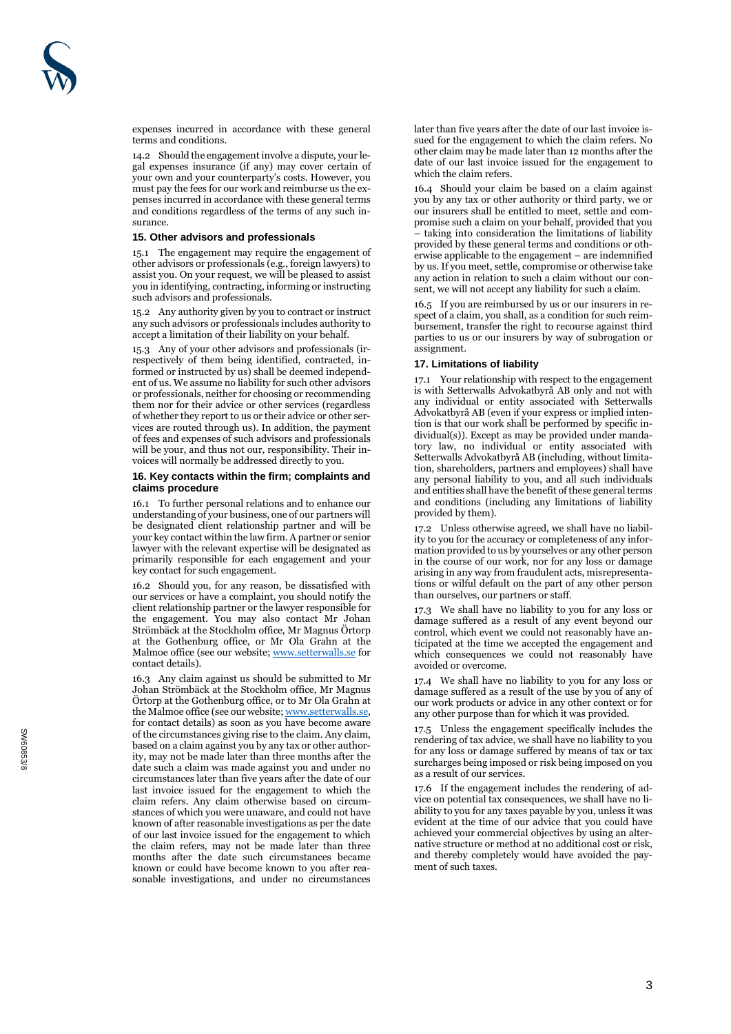expenses incurred in accordance with these general terms and conditions.

14.2 Should the engagement involve a dispute, your legal expenses insurance (if any) may cover certain of your own and your counterparty's costs. However, you must pay the fees for our work and reimburse us the expenses incurred in accordance with these general terms and conditions regardless of the terms of any such insurance.

### 15. Other advisors and professionals

15.1 The engagement may require the engagement of other advisors or professionals (e.g., foreign lawyers) to assist you. On your request, we will be pleased to assist you in identifying, contracting, informing or instructing such advisors and professionals.

15.2 Any authority given by you to contract or instruct any such advisors or professionals includes authority to accept a limitation of their liability on your behalf.

15.3 Any of your other advisors and professionals (irrespectively of them being identified, contracted, informed or instructed by us) shall be deemed independent of us. We assume no liability for such other advisors or professionals, neither for choosing or recommending them nor for their advice or other services (regardless of whether they report to us or their advice or other services are routed through us). In addition, the payment of fees and expenses of such advisors and professionals will be your, and thus not our, responsibility. Their invoices will normally be addressed directly to you.

### 16. Key contacts within the firm; complaints and claims procedure

16.1 To further personal relations and to enhance our understanding of your business, one of our partners will be designated client relationship partner and will be your key contact within the law firm. A partner or senior lawyer with the relevant expertise will be designated as primarily responsible for each engagement and your key contact for such engagement.

16.2 Should you, for any reason, be dissatisfied with our services or have a complaint, you should notify the client relationship partner or the lawyer responsible for the engagement. You may also contact Mr Johan Strömbäck at the Stockholm office, Mr Magnus Örtorp at the Gothenburg office, or Mr Ola Grahn at the Malmoe office (see our website; www.setterwalls.se for contact details).

16.3 Any claim against us should be submitted to Mr Johan Strömbäck at the Stockholm office, Mr Magnus Örtorp at the Gothenburg office, or to Mr Ola Grahn at the Malmoe office (see our website; www.setterwalls.se, for contact details) as soon as you have become aware of the circumstances giving rise to the claim. Any claim, based on a claim against you by any tax or other authority, may not be made later than three months after the date such a claim was made against you and under no circumstances later than five years after the date of our last invoice issued for the engagement to which the claim refers. Any claim otherwise based on circumstances of which you were unaware, and could not have known of after reasonable investigations as per the date of our last invoice issued for the engagement to which the claim refers, may not be made later than three months after the date such circumstances became known or could have become known to you after reasonable investigations, and under no circumstances later than five years after the date of our last invoice issued for the engagement to which the claim refers. No other claim may be made later than 12 months after the date of our last invoice issued for the engagement to which the claim refers.

16.4 Should your claim be based on a claim against you by any tax or other authority or third party, we or our insurers shall be entitled to meet, settle and compromise such a claim on your behalf, provided that you – taking into consideration the limitations of liability provided by these general terms and conditions or otherwise applicable to the engagement – are indemnified by us. If you meet, settle, compromise or otherwise take any action in relation to such a claim without our consent, we will not accept any liability for such a claim.

16.5 If you are reimbursed by us or our insurers in respect of a claim, you shall, as a condition for such reimbursement, transfer the right to recourse against third parties to us or our insurers by way of subrogation or assignment.

### 17. Limitations of liability

17.1 Your relationship with respect to the engagement is with Setterwalls Advokatbyrå AB only and not with any individual or entity associated with Setterwalls Advokatbyrå AB (even if your express or implied intention is that our work shall be performed by specific individual(s)). Except as may be provided under mandatory law, no individual or entity associated with Setterwalls Advokatbyrå AB (including, without limitation, shareholders, partners and employees) shall have any personal liability to you, and all such individuals and entities shall have the benefit of these general terms and conditions (including any limitations of liability provided by them).

17.2 Unless otherwise agreed, we shall have no liability to you for the accuracy or completeness of any information provided to us by yourselves or any other person in the course of our work, nor for any loss or damage arising in any way from fraudulent acts, misrepresentations or wilful default on the part of any other person than ourselves, our partners or staff.

17.3 We shall have no liability to you for any loss or damage suffered as a result of any event beyond our control, which event we could not reasonably have anticipated at the time we accepted the engagement and which consequences we could not reasonably have avoided or overcome.

17.4 We shall have no liability to you for any loss or damage suffered as a result of the use by you of any of our work products or advice in any other context or for any other purpose than for which it was provided.

17.5 Unless the engagement specifically includes the rendering of tax advice, we shall have no liability to you for any loss or damage suffered by means of tax or tax surcharges being imposed or risk being imposed on you as a result of our services.

17.6 If the engagement includes the rendering of advice on potential tax consequences, we shall have no liability to you for any taxes payable by you, unless it was evident at the time of our advice that you could have achieved your commercial objectives by using an alternative structure or method at no additional cost or risk, and thereby completely would have avoided the payment of such taxes.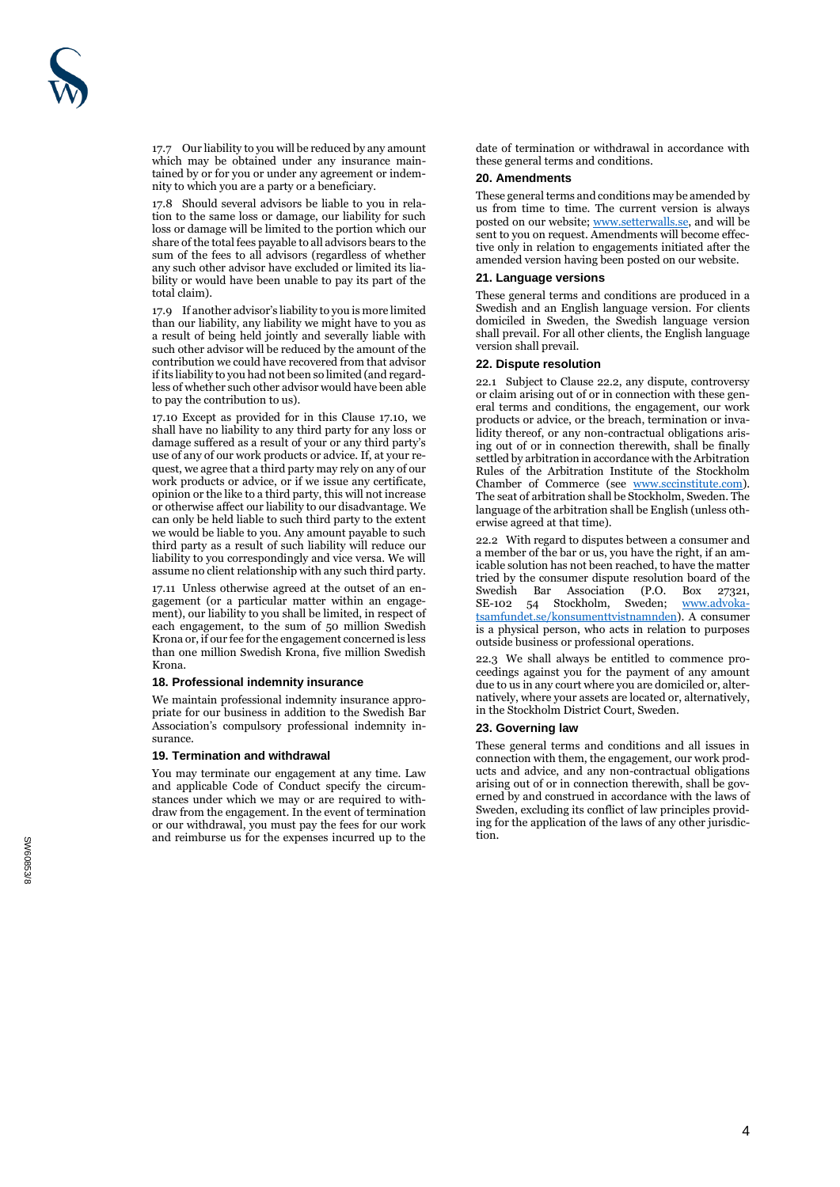17.7 Our liability to you will be reduced by any amount which may be obtained under any insurance maintained by or for you or under any agreement or indemnity to which you are a party or a beneficiary.

17.8 Should several advisors be liable to you in relation to the same loss or damage, our liability for such loss or damage will be limited to the portion which our share of the total fees payable to all advisors bears to the sum of the fees to all advisors (regardless of whether any such other advisor have excluded or limited its liability or would have been unable to pay its part of the total claim).

17.9 If another advisor's liability to you is more limited than our liability, any liability we might have to you as a result of being held jointly and severally liable with such other advisor will be reduced by the amount of the contribution we could have recovered from that advisor if its liability to you had not been so limited (and regardless of whether such other advisor would have been able to pay the contribution to us).

17.10 Except as provided for in this Clause 17.10, we shall have no liability to any third party for any loss or damage suffered as a result of your or any third party's use of any of our work products or advice. If, at your request, we agree that a third party may rely on any of our work products or advice, or if we issue any certificate, opinion or the like to a third party, this will not increase or otherwise affect our liability to our disadvantage. We can only be held liable to such third party to the extent we would be liable to you. Any amount payable to such third party as a result of such liability will reduce our liability to you correspondingly and vice versa. We will assume no client relationship with any such third party.

17.11 Unless otherwise agreed at the outset of an engagement (or a particular matter within an engagement), our liability to you shall be limited, in respect of each engagement, to the sum of 50 million Swedish Krona or, if our fee for the engagement concerned is less than one million Swedish Krona, five million Swedish Krona.

## 18. Professional indemnity insurance

We maintain professional indemnity insurance appropriate for our business in addition to the Swedish Bar Association's compulsory professional indemnity insurance.

## 19. Termination and withdrawal

You may terminate our engagement at any time. Law and applicable Code of Conduct specify the circumstances under which we may or are required to withdraw from the engagement. In the event of termination or our withdrawal, you must pay the fees for our work and reimburse us for the expenses incurred up to the date of termination or withdrawal in accordance with these general terms and conditions.

## 20. Amendments

These general terms and conditions may be amended by us from time to time. The current version is always posted on our website; www.setterwalls.se, and will be sent to you on request. Amendments will become effective only in relation to engagements initiated after the amended version having been posted on our website.

## 21. Language versions

These general terms and conditions are produced in a Swedish and an English language version. For clients domiciled in Sweden, the Swedish language version shall prevail. For all other clients, the English language version shall prevail.

## 22. Dispute resolution

22.1 Subject to Clause 22.2, any dispute, controversy or claim arising out of or in connection with these general terms and conditions, the engagement, our work products or advice, or the breach, termination or invalidity thereof, or any non-contractual obligations arising out of or in connection therewith, shall be finally settled by arbitration in accordance with the Arbitration Rules of the Arbitration Institute of the Stockholm Chamber of Commerce (see www.sccinstitute.com). The seat of arbitration shall be Stockholm, Sweden. The language of the arbitration shall be English (unless otherwise agreed at that time).

22.2 With regard to disputes between a consumer and a member of the bar or us, you have the right, if an amicable solution has not been reached, to have the matter tried by the consumer dispute resolution board of the Swedish Bar Association (P.O. Box 27321, SE-102 54 Stockholm, Sweden; www.advokatsamfundet.se/konsumenttvistnamnden). A consumer is a physical person, who acts in relation to purposes outside business or professional operations.

22.3 We shall always be entitled to commence proceedings against you for the payment of any amount due to us in any court where you are domiciled or, alternatively, where your assets are located or, alternatively, in the Stockholm District Court, Sweden.

## 23. Governing law

These general terms and conditions and all issues in connection with them, the engagement, our work products and advice, and any non-contractual obligations arising out of or in connection therewith, shall be governed by and construed in accordance with the laws of Sweden, excluding its conflict of law principles providing for the application of the laws of any other jurisdiction.

SW60853/8